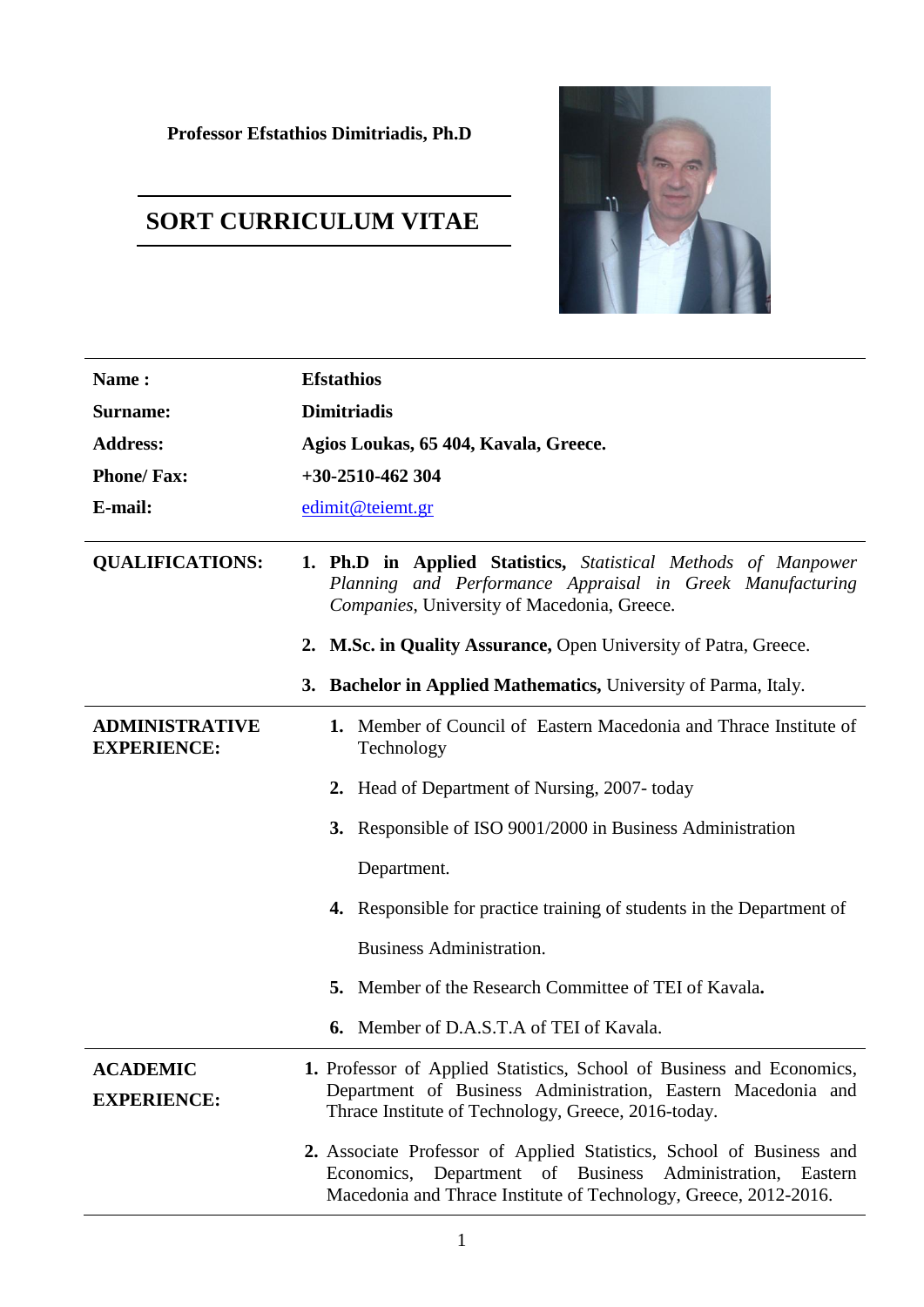**Professor Efstathios Dimitriadis, Ph.D**

# SORT CURRICULUM VITAE

| | |
|---|---|
| **Name :** | **Efstathios** |
| **Surname:** | **Dimitriadis** |
| **Address:** | **Agios Loukas, 65 404, Kavala, Greece.** |
| **Phone/ Fax:** | **+30-2510-462 304** |
| **E-mail:** | edimit@teiemt.gr |

**QUALIFICATIONS:**

1. **Ph.D in Applied Statistics,** *Statistical Methods of Manpower Planning and Performance Appraisal in Greek Manufacturing Companies*, University of Macedonia, Greece.
2. **M.Sc. in Quality Assurance,** Open University of Patra, Greece.
3. **Bachelor in Applied Mathematics,** University of Parma, Italy.

**ADMINISTRATIVE EXPERIENCE:**

1. Member of Council of Eastern Macedonia and Thrace Institute of Technology
2. Head of Department of Nursing, 2007- today
3. Responsible of ISO 9001/2000 in Business Administration Department.
4. Responsible for practice training of students in the Department of Business Administration.
5. Member of the Research Committee of TEI of Kavala**.**
6. Member of D.A.S.T.A of TEI of Kavala.

**ACADEMIC EXPERIENCE:**

1. Professor of Applied Statistics, School of Business and Economics, Department of Business Administration, Eastern Macedonia and Thrace Institute of Technology, Greece, 2016-today.
2. Associate Professor of Applied Statistics, School of Business and Economics, Department of Business Administration, Eastern Macedonia and Thrace Institute of Technology, Greece, 2012-2016.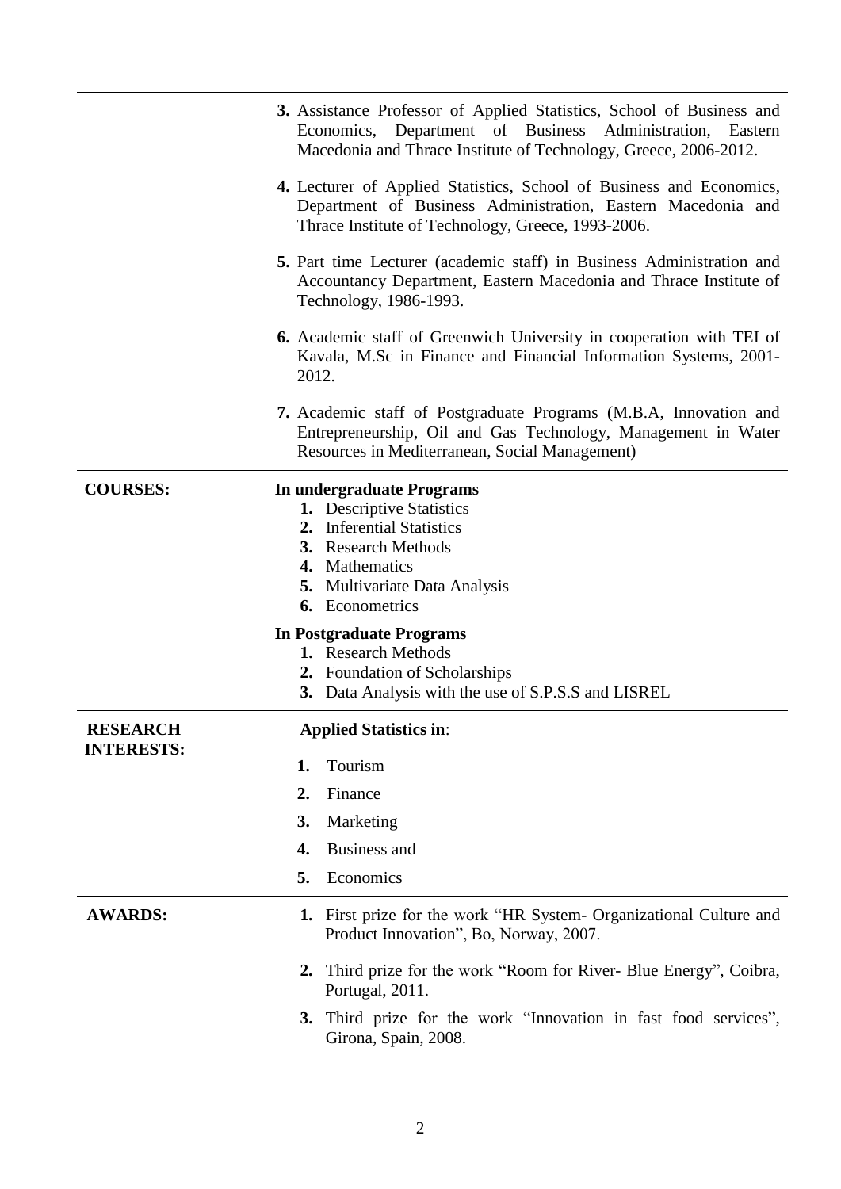3. Assistance Professor of Applied Statistics, School of Business and Economics, Department of Business Administration, Eastern Macedonia and Thrace Institute of Technology, Greece, 2006-2012.

4. Lecturer of Applied Statistics, School of Business and Economics, Department of Business Administration, Eastern Macedonia and Thrace Institute of Technology, Greece, 1993-2006.

5. Part time Lecturer (academic staff) in Business Administration and Accountancy Department, Eastern Macedonia and Thrace Institute of Technology, 1986-1993.

6. Academic staff of Greenwich University in cooperation with TEI of Kavala, M.Sc in Finance and Financial Information Systems, 2001-2012.

7. Academic staff of Postgraduate Programs (M.B.A, Innovation and Entrepreneurship, Oil and Gas Technology, Management in Water Resources in Mediterranean, Social Management)

**COURSES:**

**In undergraduate Programs**

1. Descriptive Statistics
2. Inferential Statistics
3. Research Methods
4. Mathematics
5. Multivariate Data Analysis
6. Econometrics

**In Postgraduate Programs**

1. Research Methods
2. Foundation of Scholarships
3. Data Analysis with the use of S.P.S.S and LISREL

**RESEARCH INTERESTS:**

**Applied Statistics in**:

1. Tourism
2. Finance
3. Marketing
4. Business and
5. Economics

**AWARDS:**

1. First prize for the work "HR System- Organizational Culture and Product Innovation", Bo, Norway, 2007.
2. Third prize for the work "Room for River- Blue Energy", Coibra, Portugal, 2011.
3. Third prize for the work "Innovation in fast food services", Girona, Spain, 2008.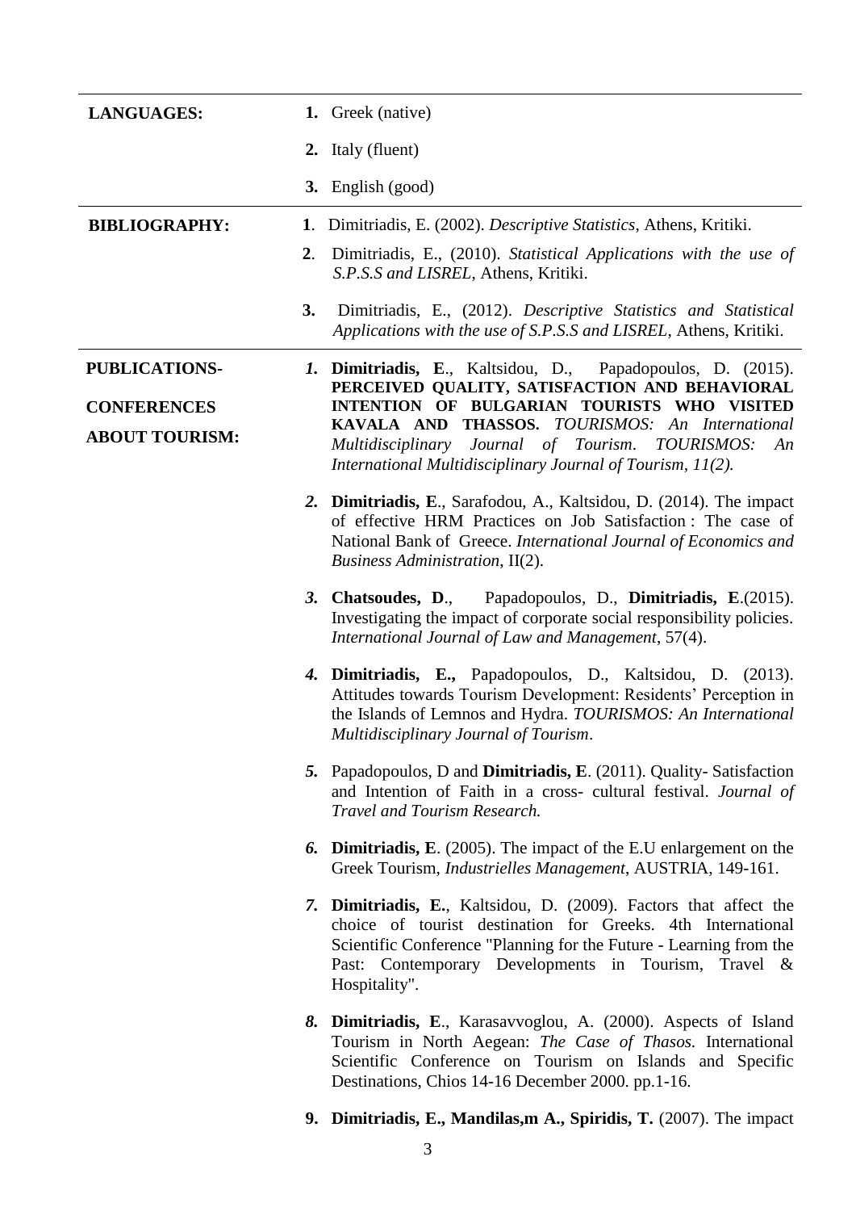**LANGUAGES:**

1. Greek (native)
2. Italy (fluent)
3. English (good)

**BIBLIOGRAPHY:**

1. Dimitriadis, E. (2002). *Descriptive Statistics*, Athens, Kritiki.
2. Dimitriadis, E., (2010). *Statistical Applications with the use of S.P.S.S and LISREL*, Athens, Kritiki.
3. Dimitriadis, E., (2012). *Descriptive Statistics and Statistical Applications with the use of S.P.S.S and LISREL*, Athens, Kritiki.

**PUBLICATIONS-CONFERENCES ABOUT TOURISM:**

1. **Dimitriadis, E**., Kaltsidou, D., Papadopoulos, D. (2015). **PERCEIVED QUALITY, SATISFACTION AND BEHAVIORAL INTENTION OF BULGARIAN TOURISTS WHO VISITED KAVALA AND THASSOS.** *TOURISMOS: An International Multidisciplinary Journal of Tourism*. *TOURISMOS: An International Multidisciplinary Journal of Tourism, 11(2).*
2. **Dimitriadis, E**., Sarafodou, A., Kaltsidou, D. (2014). The impact of effective HRM Practices on Job Satisfaction : The case of National Bank of Greece. *International Journal of Economics and Business Administration*, II(2).
3. **Chatsoudes, D**., Papadopoulos, D., **Dimitriadis, E**.(2015). Investigating the impact of corporate social responsibility policies. *International Journal of Law and Management*, 57(4).
4. **Dimitriadis, E.,** Papadopoulos, D., Kaltsidou, D. (2013). Attitudes towards Tourism Development: Residents' Perception in the Islands of Lemnos and Hydra. *TOURISMOS: An International Multidisciplinary Journal of Tourism*.
5. Papadopoulos, D and **Dimitriadis, E**. (2011). Quality- Satisfaction and Intention of Faith in a cross- cultural festival. *Journal of Travel and Tourism Research.*
6. **Dimitriadis, E**. (2005). The impact of the E.U enlargement on the Greek Tourism, *Industrielles Management*, AUSTRIA, 149-161.
7. **Dimitriadis, E.**, Kaltsidou, D. (2009). Factors that affect the choice of tourist destination for Greeks. 4th International Scientific Conference "Planning for the Future - Learning from the Past: Contemporary Developments in Tourism, Travel & Hospitality".
8. **Dimitriadis, E**., Karasavvoglou, A. (2000). Aspects of Island Tourism in North Aegean: *The Case of Thasos.* International Scientific Conference on Tourism on Islands and Specific Destinations, Chios 14-16 December 2000. pp.1-16.
9. **Dimitriadis, E., Mandilas,m A., Spiridis, T.** (2007). The impact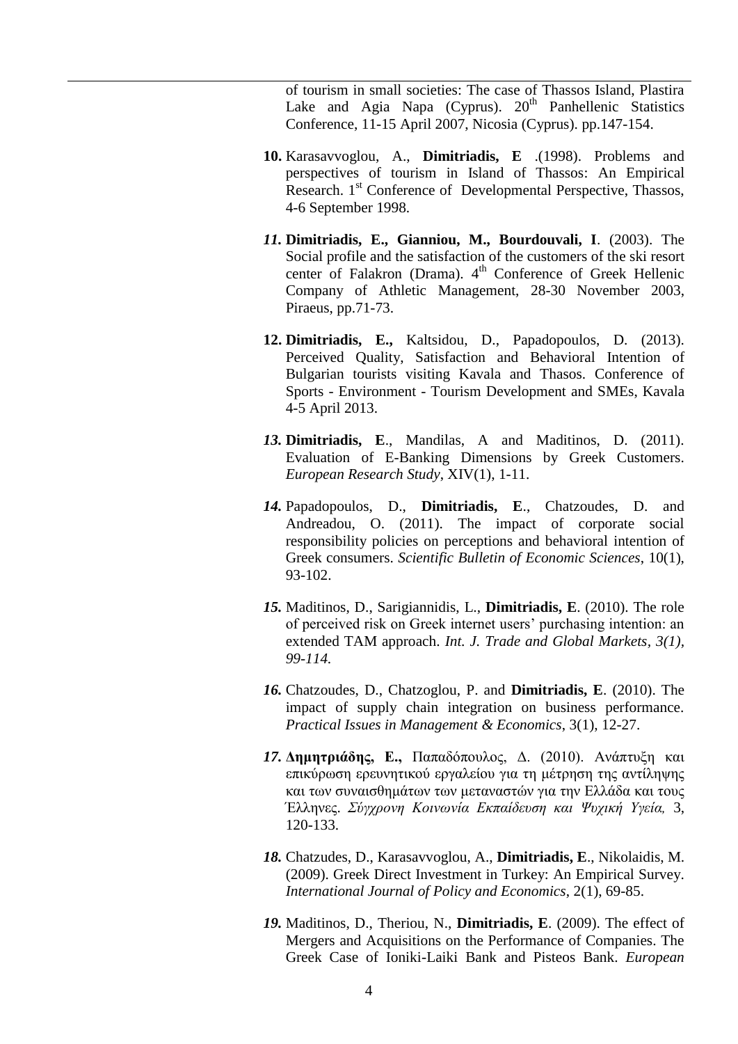of tourism in small societies: The case of Thassos Island, Plastira Lake and Agia Napa (Cyprus). 20[th] Panhellenic Statistics Conference, 11-15 April 2007, Nicosia (Cyprus). pp.147-154.

10. Karasavvoglou, A., **Dimitriadis, E** .(1998). Problems and perspectives of tourism in Island of Thassos: An Empirical Research. 1[st] Conference of Developmental Perspective, Thassos, 4-6 September 1998.

11. **Dimitriadis, E., Gianniou, M., Bourdouvali, I**. (2003). The Social profile and the satisfaction of the customers of the ski resort center of Falakron (Drama). 4[th] Conference of Greek Hellenic Company of Athletic Management, 28-30 November 2003, Piraeus, pp.71-73.

12. **Dimitriadis, E.,** Kaltsidou, D., Papadopoulos, D. (2013). Perceived Quality, Satisfaction and Behavioral Intention of Bulgarian tourists visiting Kavala and Thasos. Conference of Sports - Environment - Tourism Development and SMEs, Kavala 4-5 April 2013.

13. **Dimitriadis, E**., Mandilas, A and Maditinos, D. (2011). Evaluation of E-Banking Dimensions by Greek Customers. *European Research Study*, XIV(1), 1-11.

14. Papadopoulos, D., **Dimitriadis, E**., Chatzoudes, D. and Andreadou, O. (2011). The impact of corporate social responsibility policies on perceptions and behavioral intention of Greek consumers. *Scientific Bulletin of Economic Sciences*, 10(1), 93-102.

15. Maditinos, D., Sarigiannidis, L., **Dimitriadis, E**. (2010). The role of perceived risk on Greek internet users' purchasing intention: an extended TAM approach. *Int. J. Trade and Global Markets, 3(1), 99-114.*

16. Chatzoudes, D., Chatzoglou, P. and **Dimitriadis, E**. (2010). The impact of supply chain integration on business performance. *Practical Issues in Management & Economics*, 3(1), 12-27.

17. **Δημητριάδης, Ε.,** Παπαδόπουλος, Δ. (2010). Ανάπτυξη και επικύρωση ερευνητικού εργαλείου για τη μέτρηση της αντίληψης και των συναισθημάτων των μεταναστών για την Ελλάδα και τους Έλληνες. *Σύγχρονη Κοινωνία Εκπαίδευση και Ψυχική Υγεία,* 3, 120-133.

18. Chatzudes, D., Karasavvoglou, A., **Dimitriadis, E**., Nikolaidis, M. (2009). Greek Direct Investment in Turkey: An Empirical Survey. *International Journal of Policy and Economics*, 2(1), 69-85.

19. Maditinos, D., Theriou, N., **Dimitriadis, E**. (2009). The effect of Mergers and Acquisitions on the Performance of Companies. The Greek Case of Ioniki-Laiki Bank and Pisteos Bank. *European*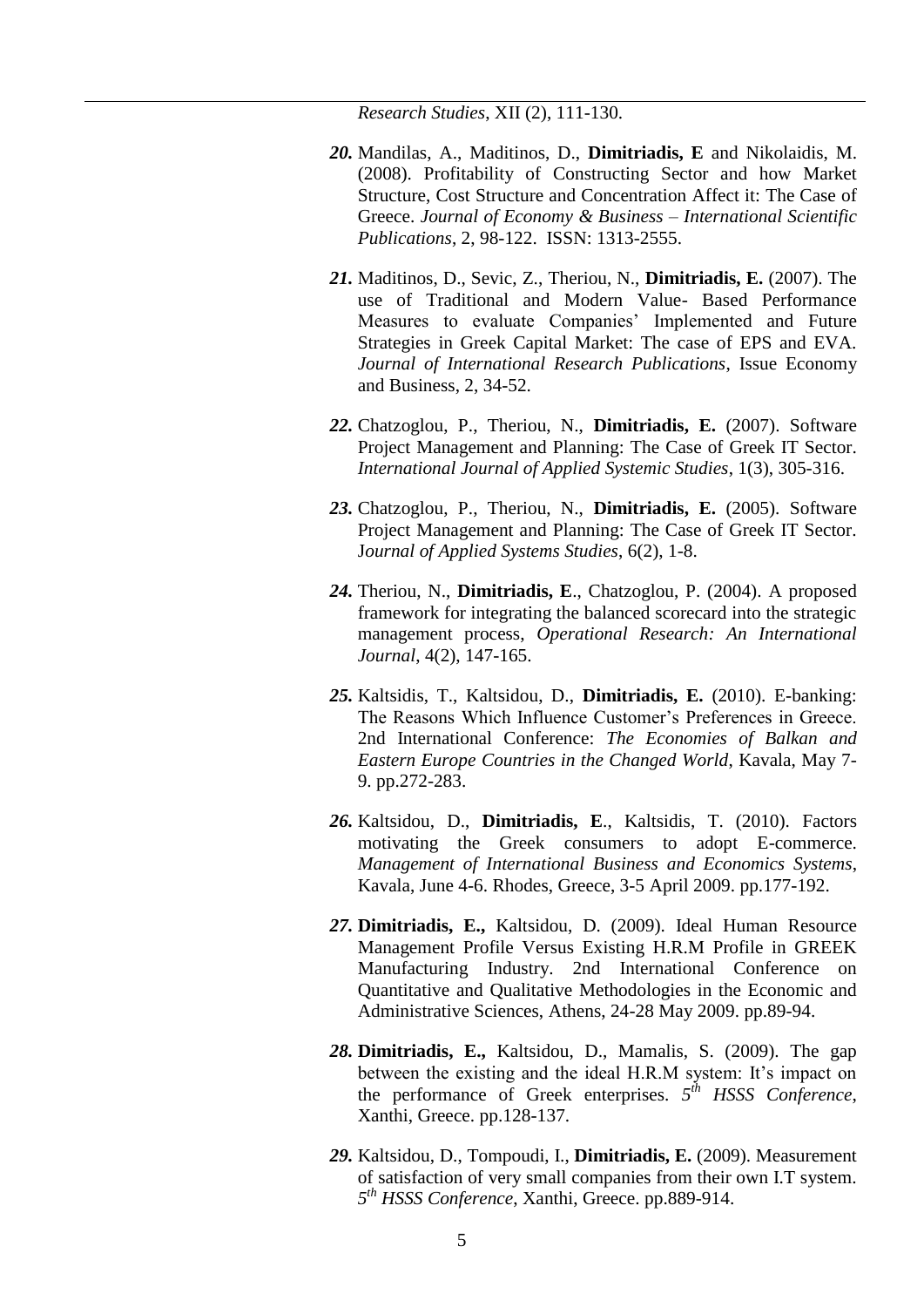*Research Studies*, XII (2), 111-130.

***20.*** Mandilas, A., Maditinos, D., **Dimitriadis, E** and Nikolaidis, M. (2008). Profitability of Constructing Sector and how Market Structure, Cost Structure and Concentration Affect it: The Case of Greece. *Journal of Economy & Business – International Scientific Publications*, 2, 98-122. ISSN: 1313-2555.

***21.*** Maditinos, D., Sevic, Z., Theriou, N., **Dimitriadis, E.** (2007). The use of Traditional and Modern Value- Based Performance Measures to evaluate Companies' Implemented and Future Strategies in Greek Capital Market: The case of EPS and EVA. *Journal of International Research Publications*, Issue Economy and Business, 2, 34-52.

***22.*** Chatzoglou, P., Theriou, N., **Dimitriadis, E.** (2007). Software Project Management and Planning: The Case of Greek IT Sector. *International Journal of Applied Systemic Studies*, 1(3), 305-316.

***23.*** Chatzoglou, P., Theriou, N., **Dimitriadis, E.** (2005). Software Project Management and Planning: The Case of Greek IT Sector. *Journal of Applied Systems Studies*, 6(2), 1-8.

***24.*** Theriou, N., **Dimitriadis, E**., Chatzoglou, P. (2004). A proposed framework for integrating the balanced scorecard into the strategic management process, *Operational Research: An International Journal*, 4(2), 147-165.

***25.*** Kaltsidis, T., Kaltsidou, D., **Dimitriadis, E.** (2010). E-banking: The Reasons Which Influence Customer's Preferences in Greece. 2nd International Conference: *The Economies of Balkan and Eastern Europe Countries in the Changed World*, Kavala, May 7-9. pp.272-283.

***26.*** Kaltsidou, D., **Dimitriadis, E**., Kaltsidis, T. (2010). Factors motivating the Greek consumers to adopt E-commerce. *Management of International Business and Economics Systems*, Kavala, June 4-6. Rhodes, Greece, 3-5 April 2009. pp.177-192.

***27.*** **Dimitriadis, E.,** Kaltsidou, D. (2009). Ideal Human Resource Management Profile Versus Existing H.R.M Profile in GREEK Manufacturing Industry. 2nd International Conference on Quantitative and Qualitative Methodologies in the Economic and Administrative Sciences, Athens, 24-28 May 2009. pp.89-94.

***28.*** **Dimitriadis, E.,** Kaltsidou, D., Mamalis, S. (2009). The gap between the existing and the ideal H.R.M system: It's impact on the performance of Greek enterprises. *5th HSSS Conference*, Xanthi, Greece. pp.128-137.

***29.*** Kaltsidou, D., Tompoudi, I., **Dimitriadis, E.** (2009). Measurement of satisfaction of very small companies from their own I.T system. *5th HSSS Conference*, Xanthi, Greece. pp.889-914.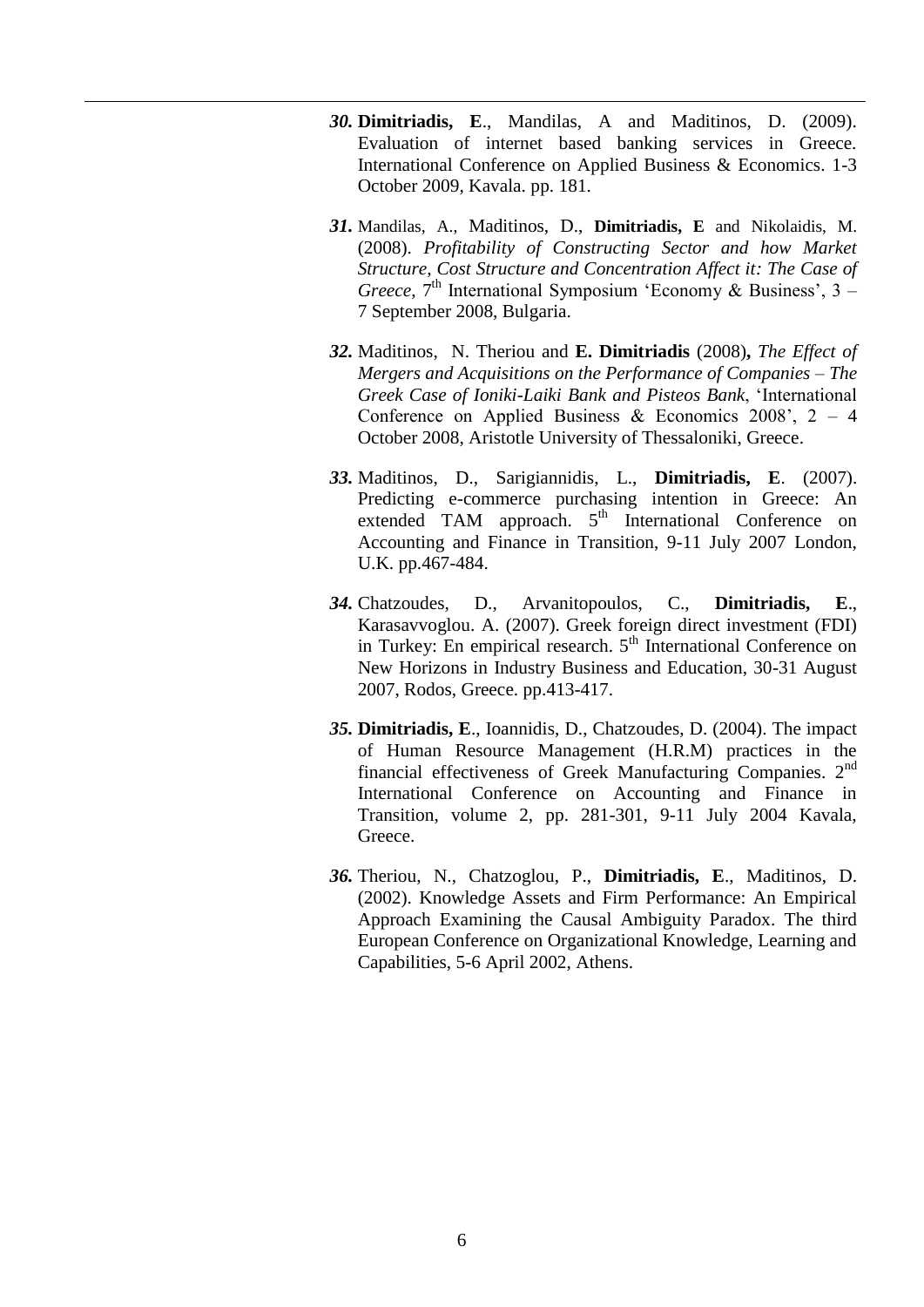30. **Dimitriadis, E**., Mandilas, A and Maditinos, D. (2009). Evaluation of internet based banking services in Greece. International Conference on Applied Business & Economics. 1-3 October 2009, Kavala. pp. 181.

31. Mandilas, A., Maditinos, D., **Dimitriadis, E** and Nikolaidis, M. (2008). *Profitability of Constructing Sector and how Market Structure, Cost Structure and Concentration Affect it: The Case of Greece,* 7th International Symposium 'Economy & Business', 3 – 7 September 2008, Bulgaria.

32. Maditinos, N. Theriou and **E. Dimitriadis** (2008)**,** *The Effect of Mergers and Acquisitions on the Performance of Companies – The Greek Case of Ioniki-Laiki Bank and Pisteos Bank*, 'International Conference on Applied Business & Economics 2008', 2 – 4 October 2008, Aristotle University of Thessaloniki, Greece.

33. Maditinos, D., Sarigiannidis, L., **Dimitriadis, E**. (2007). Predicting e-commerce purchasing intention in Greece: An extended TAM approach. 5th International Conference on Accounting and Finance in Transition, 9-11 July 2007 London, U.K. pp.467-484.

34. Chatzoudes, D., Arvanitopoulos, C., **Dimitriadis, E**., Karasavvoglou. A. (2007). Greek foreign direct investment (FDI) in Turkey: En empirical research. 5th International Conference on New Horizons in Industry Business and Education, 30-31 August 2007, Rodos, Greece. pp.413-417.

35. **Dimitriadis, E**., Ioannidis, D., Chatzoudes, D. (2004). The impact of Human Resource Management (H.R.M) practices in the financial effectiveness of Greek Manufacturing Companies. 2nd International Conference on Accounting and Finance in Transition, volume 2, pp. 281-301, 9-11 July 2004 Kavala, Greece.

36. Theriou, N., Chatzoglou, P., **Dimitriadis, E**., Maditinos, D. (2002). Knowledge Assets and Firm Performance: An Empirical Approach Examining the Causal Ambiguity Paradox. The third European Conference on Organizational Knowledge, Learning and Capabilities, 5-6 April 2002, Athens.